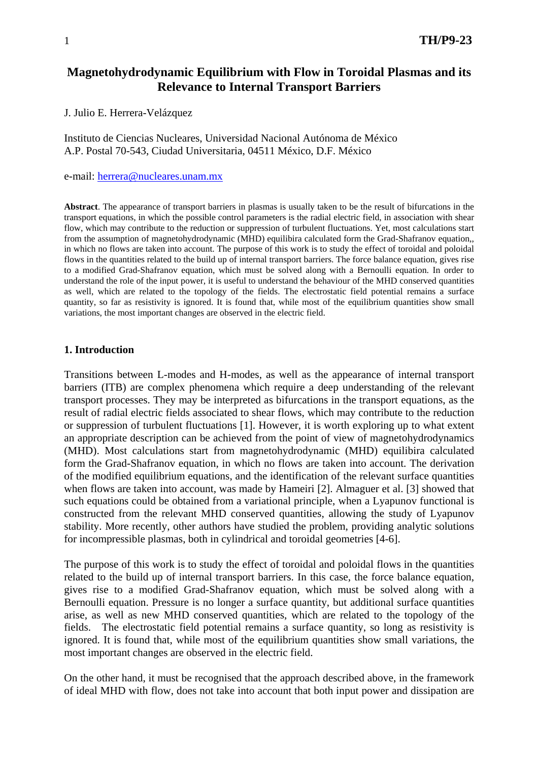# Magnetohydrodynamic Equilibrium with Flow in Toroidal Plasmas and its Relevance to Internal Transport Barriers

J. Julio E. Herrera-Velázquez

Instituto de Ciencias Nucleares, Universidad Nacional Autónoma de México
A.P. Postal 70-543, Ciudad Universitaria, 04511 México, D.F. México

e-mail: herrera@nucleares.unam.mx

**Abstract**. The appearance of transport barriers in plasmas is usually taken to be the result of bifurcations in the transport equations, in which the possible control parameters is the radial electric field, in association with shear flow, which may contribute to the reduction or suppression of turbulent fluctuations. Yet, most calculations start from the assumption of magnetohydrodynamic (MHD) equilibira calculated form the Grad-Shafranov equation,, in which no flows are taken into account. The purpose of this work is to study the effect of toroidal and poloidal flows in the quantities related to the build up of internal transport barriers. The force balance equation, gives rise to a modified Grad-Shafranov equation, which must be solved along with a Bernoulli equation. In order to understand the role of the input power, it is useful to understand the behaviour of the MHD conserved quantities as well, which are related to the topology of the fields. The electrostatic field potential remains a surface quantity, so far as resistivity is ignored. It is found that, while most of the equilibrium quantities show small variations, the most important changes are observed in the electric field.

## 1. Introduction

Transitions between L-modes and H-modes, as well as the appearance of internal transport barriers (ITB) are complex phenomena which require a deep understanding of the relevant transport processes. They may be interpreted as bifurcations in the transport equations, as the result of radial electric fields associated to shear flows, which may contribute to the reduction or suppression of turbulent fluctuations [1]. However, it is worth exploring up to what extent an appropriate description can be achieved from the point of view of magnetohydrodynamics (MHD). Most calculations start from magnetohydrodynamic (MHD) equilibira calculated form the Grad-Shafranov equation, in which no flows are taken into account. The derivation of the modified equilibrium equations, and the identification of the relevant surface quantities when flows are taken into account, was made by Hameiri [2]. Almaguer et al. [3] showed that such equations could be obtained from a variational principle, when a Lyapunov functional is constructed from the relevant MHD conserved quantities, allowing the study of Lyapunov stability. More recently, other authors have studied the problem, providing analytic solutions for incompressible plasmas, both in cylindrical and toroidal geometries [4-6].

The purpose of this work is to study the effect of toroidal and poloidal flows in the quantities related to the build up of internal transport barriers. In this case, the force balance equation, gives rise to a modified Grad-Shafranov equation, which must be solved along with a Bernoulli equation. Pressure is no longer a surface quantity, but additional surface quantities arise, as well as new MHD conserved quantities, which are related to the topology of the fields. The electrostatic field potential remains a surface quantity, so long as resistivity is ignored. It is found that, while most of the equilibrium quantities show small variations, the most important changes are observed in the electric field.

On the other hand, it must be recognised that the approach described above, in the framework of ideal MHD with flow, does not take into account that both input power and dissipation are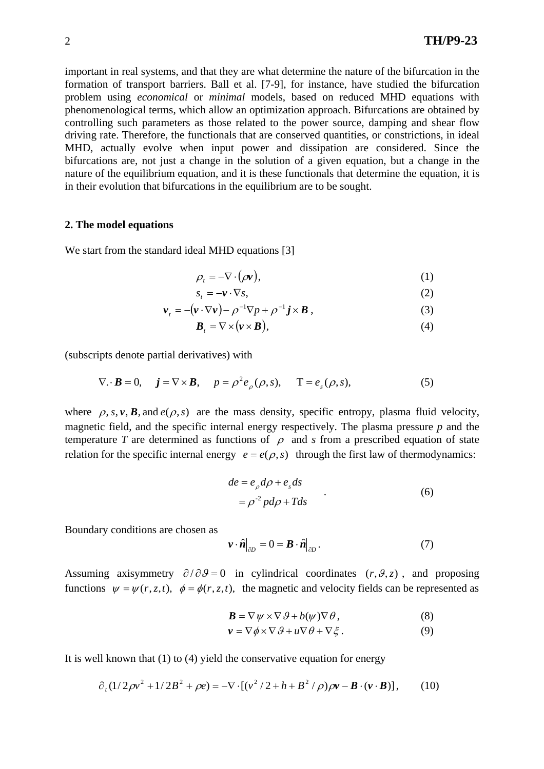important in real systems, and that they are what determine the nature of the bifurcation in the formation of transport barriers. Ball et al. [7-9], for instance, have studied the bifurcation problem using *economical* or *minimal* models, based on reduced MHD equations with phenomenological terms, which allow an optimization approach. Bifurcations are obtained by controlling such parameters as those related to the power source, damping and shear flow driving rate. Therefore, the functionals that are conserved quantities, or constrictions, in ideal MHD, actually evolve when input power and dissipation are considered. Since the bifurcations are, not just a change in the solution of a given equation, but a change in the nature of the equilibrium equation, and it is these functionals that determine the equation, it is in their evolution that bifurcations in the equilibrium are to be sought.

## 2. The model equations

We start from the standard ideal MHD equations [3]

$$\rho_t = -\nabla\cdot(\rho\boldsymbol{v}), \tag{1}$$

$$s_t = -\boldsymbol{v}\cdot\nabla s, \tag{2}$$

$$\boldsymbol{v}_t = -(\boldsymbol{v}\cdot\nabla\boldsymbol{v}) - \rho^{-1}\nabla p + \rho^{-1}\boldsymbol{j}\times\boldsymbol{B}\,, \tag{3}$$

$$\boldsymbol{B}_t = \nabla\times(\boldsymbol{v}\times\boldsymbol{B}), \tag{4}$$

(subscripts denote partial derivatives) with

$$\nabla.\cdot\boldsymbol{B} = 0, \quad \boldsymbol{j} = \nabla\times\boldsymbol{B}, \quad p = \rho^2 e_\rho(\rho,s), \quad \mathrm{T} = e_s(\rho,s), \tag{5}$$

where $\rho, s, \boldsymbol{v}, \boldsymbol{B},$ and $e(\rho,s)$ are the mass density, specific entropy, plasma fluid velocity, magnetic field, and the specific internal energy respectively. The plasma pressure $p$ and the temperature $T$ are determined as functions of $\rho$ and $s$ from a prescribed equation of state relation for the specific internal energy $e = e(\rho,s)$ through the first law of thermodynamics:

$$\begin{aligned} de &= e_\rho d\rho + e_s ds \\ &= \rho^{-2} p d\rho + T ds \end{aligned} \quad . \tag{6}$$

Boundary conditions are chosen as

$$\boldsymbol{v}\cdot\hat{\boldsymbol{n}}\big|_{\partial D} = 0 = \boldsymbol{B}\cdot\hat{\boldsymbol{n}}\big|_{\partial D}. \tag{7}$$

Assuming axisymmetry $\partial/\partial\vartheta = 0$ in cylindrical coordinates $(r,\vartheta,z)$, and proposing functions $\psi = \psi(r,z,t), \ \phi = \phi(r,z,t),$ the magnetic and velocity fields can be represented as

$$\boldsymbol{B} = \nabla\psi\times\nabla\vartheta + b(\psi)\nabla\theta\,, \tag{8}$$

$$\boldsymbol{v} = \nabla\phi\times\nabla\vartheta + u\nabla\theta + \nabla\xi\,. \tag{9}$$

It is well known that (1) to (4) yield the conservative equation for energy

$$\partial_t(1/2\rho v^2 + 1/2B^2 + \rho e) = -\nabla\cdot[(v^2/2 + h + B^2/\rho)\rho\boldsymbol{v} - \boldsymbol{B}\cdot(\boldsymbol{v}\cdot\boldsymbol{B})]\,, \tag{10}$$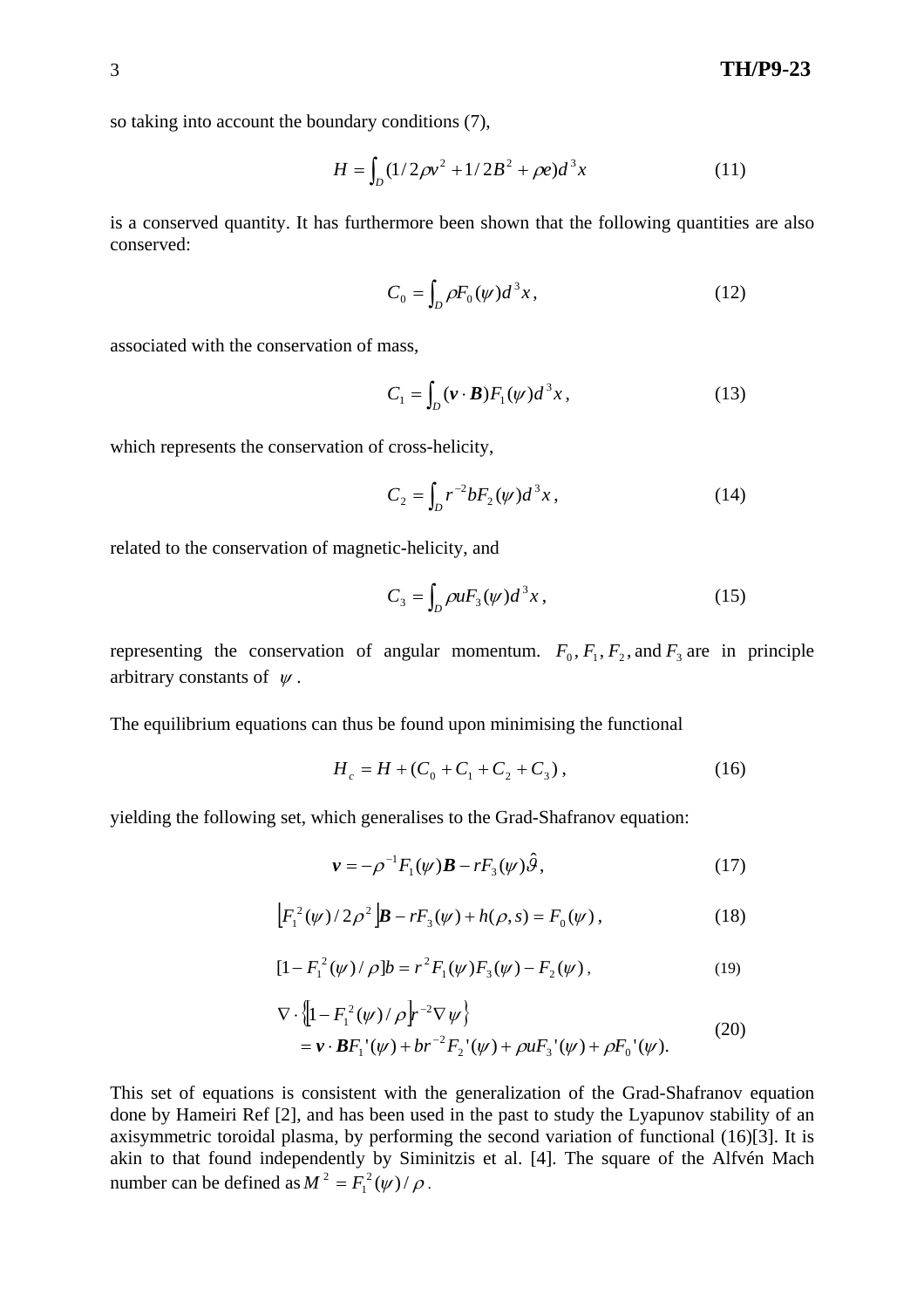so taking into account the boundary conditions (7),

$$H = \int_D (1/2\rho v^2 + 1/2B^2 + \rho e) d^3x \tag{11}$$

is a conserved quantity. It has furthermore been shown that the following quantities are also conserved:

$$C_0 = \int_D \rho F_0(\psi) d^3x, \tag{12}$$

associated with the conservation of mass,

$$C_1 = \int_D (\boldsymbol{v} \cdot \boldsymbol{B}) F_1(\psi) d^3x, \tag{13}$$

which represents the conservation of cross-helicity,

$$C_2 = \int_D r^{-2} b F_2(\psi) d^3x, \tag{14}$$

related to the conservation of magnetic-helicity, and

$$C_3 = \int_D \rho u F_3(\psi) d^3x, \tag{15}$$

representing the conservation of angular momentum. $F_0, F_1, F_2,$ and $F_3$ are in principle arbitrary constants of $\psi$.

The equilibrium equations can thus be found upon minimising the functional

$$H_c = H + (C_0 + C_1 + C_2 + C_3), \tag{16}$$

yielding the following set, which generalises to the Grad-Shafranov equation:

$$\boldsymbol{v} = -\rho^{-1} F_1(\psi) \boldsymbol{B} - r F_3(\psi) \hat{\vartheta}, \tag{17}$$

$$\left[ F_1^2(\psi)/2\rho^2 \right] \boldsymbol{B} - r F_3(\psi) + h(\rho, s) = F_0(\psi), \tag{18}$$

$$[1 - F_1^2(\psi)/\rho] b = r^2 F_1(\psi) F_3(\psi) - F_2(\psi), \tag{19}$$

$$\begin{aligned} &\nabla \cdot \left\{ \left[ 1 - F_1^2(\psi)/\rho \right] r^{-2} \nabla \psi \right\} \\ &\quad = \boldsymbol{v} \cdot \boldsymbol{B} F_1'(\psi) + b r^{-2} F_2'(\psi) + \rho u F_3'(\psi) + \rho F_0'(\psi). \end{aligned} \tag{20}$$

This set of equations is consistent with the generalization of the Grad-Shafranov equation done by Hameiri Ref [2], and has been used in the past to study the Lyapunov stability of an axisymmetric toroidal plasma, by performing the second variation of functional (16)[3]. It is akin to that found independently by Siminitzis et al. [4]. The square of the Alfvén Mach number can be defined as $M^2 = F_1^2(\psi)/\rho$.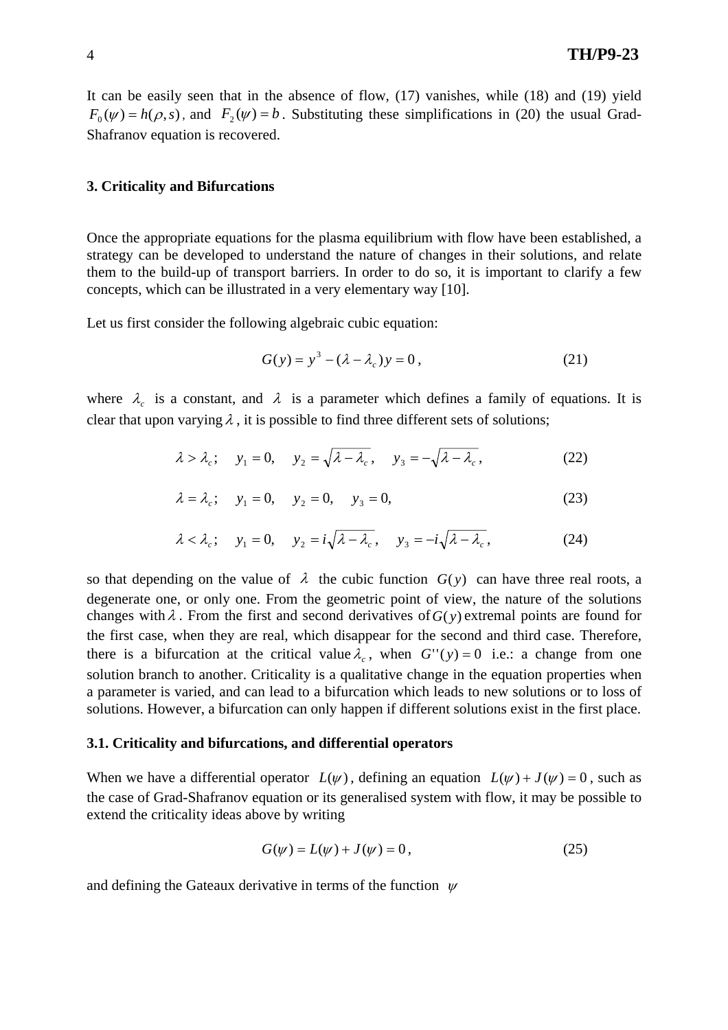It can be easily seen that in the absence of flow, (17) vanishes, while (18) and (19) yield $F_0(\psi) = h(\rho, s)$, and $F_2(\psi) = b$. Substituting these simplifications in (20) the usual Grad-Shafranov equation is recovered.

### 3. Criticality and Bifurcations

Once the appropriate equations for the plasma equilibrium with flow have been established, a strategy can be developed to understand the nature of changes in their solutions, and relate them to the build-up of transport barriers. In order to do so, it is important to clarify a few concepts, which can be illustrated in a very elementary way [10].

Let us first consider the following algebraic cubic equation:

$$G(y) = y^3 - (\lambda - \lambda_c)y = 0\,, \tag{21}$$

where $\lambda_c$ is a constant, and $\lambda$ is a parameter which defines a family of equations. It is clear that upon varying $\lambda$, it is possible to find three different sets of solutions;

$$\lambda > \lambda_c; \quad y_1 = 0, \quad y_2 = \sqrt{\lambda - \lambda_c}\,, \quad y_3 = -\sqrt{\lambda - \lambda_c}\,, \tag{22}$$

$$\lambda = \lambda_c; \quad y_1 = 0, \quad y_2 = 0, \quad y_3 = 0, \tag{23}$$

$$\lambda < \lambda_c; \quad y_1 = 0, \quad y_2 = i\sqrt{\lambda - \lambda_c}\,, \quad y_3 = -i\sqrt{\lambda - \lambda_c}\,, \tag{24}$$

so that depending on the value of $\lambda$ the cubic function $G(y)$ can have three real roots, a degenerate one, or only one. From the geometric point of view, the nature of the solutions changes with $\lambda$. From the first and second derivatives of $G(y)$ extremal points are found for the first case, when they are real, which disappear for the second and third case. Therefore, there is a bifurcation at the critical value $\lambda_c$, when $G''(y) = 0$ i.e.: a change from one solution branch to another. Criticality is a qualitative change in the equation properties when a parameter is varied, and can lead to a bifurcation which leads to new solutions or to loss of solutions. However, a bifurcation can only happen if different solutions exist in the first place.

#### 3.1. Criticality and bifurcations, and differential operators

When we have a differential operator $L(\psi)$, defining an equation $L(\psi) + J(\psi) = 0$, such as the case of Grad-Shafranov equation or its generalised system with flow, it may be possible to extend the criticality ideas above by writing

$$G(\psi) = L(\psi) + J(\psi) = 0\,, \tag{25}$$

and defining the Gateaux derivative in terms of the function $\psi$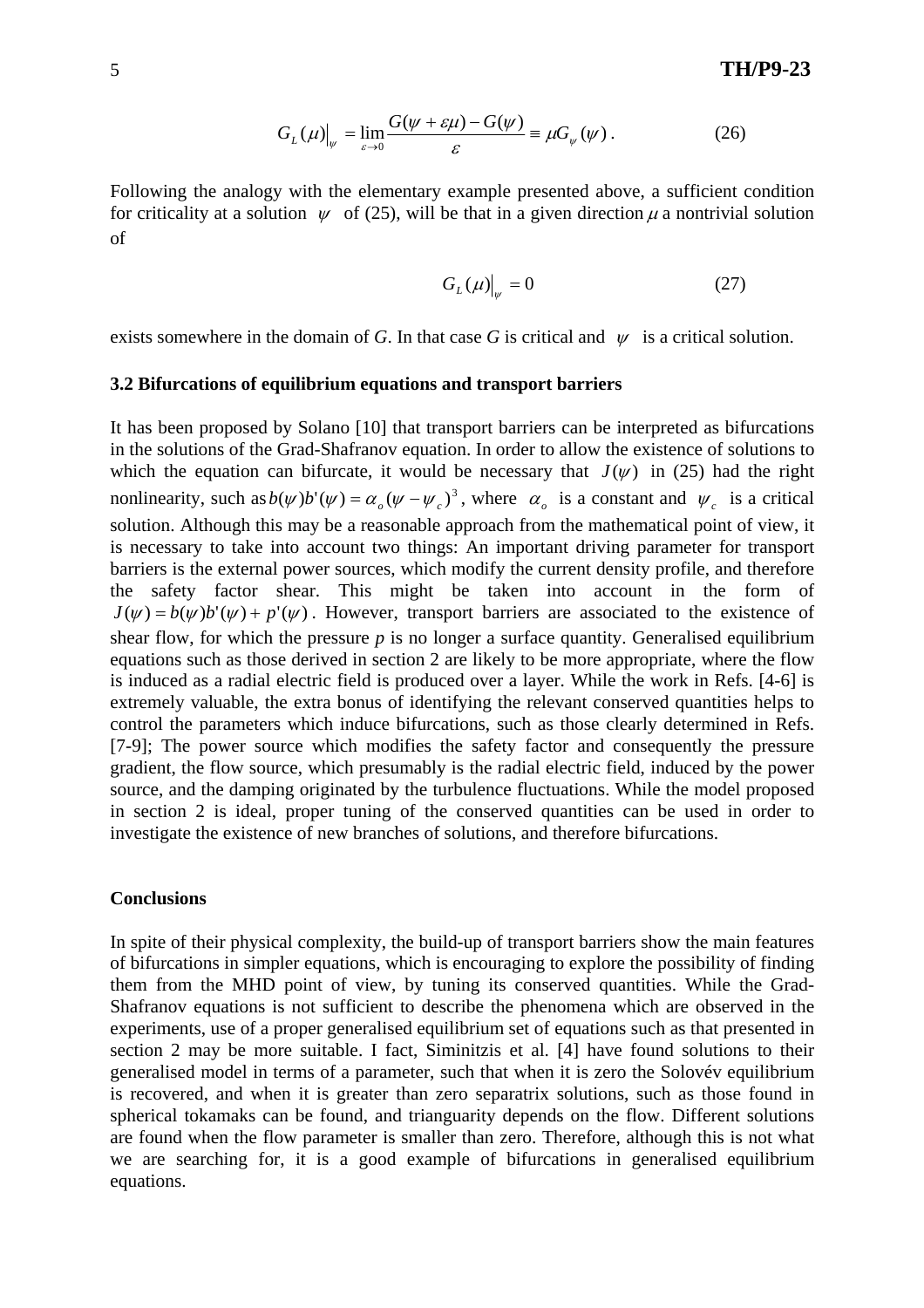$$G_L(\mu)\big|_{\psi} = \lim_{\varepsilon \to 0} \frac{G(\psi + \varepsilon\mu) - G(\psi)}{\varepsilon} \equiv \mu G_{\psi}(\psi)\,. \tag{26}$$

Following the analogy with the elementary example presented above, a sufficient condition for criticality at a solution $\psi$ of (25), will be that in a given direction $\mu$ a nontrivial solution of

$$G_L(\mu)\big|_{\psi} = 0 \tag{27}$$

exists somewhere in the domain of *G*. In that case *G* is critical and $\psi$ is a critical solution.

### 3.2 Bifurcations of equilibrium equations and transport barriers

It has been proposed by Solano [10] that transport barriers can be interpreted as bifurcations in the solutions of the Grad-Shafranov equation. In order to allow the existence of solutions to which the equation can bifurcate, it would be necessary that $J(\psi)$ in (25) had the right nonlinearity, such as $b(\psi)b'(\psi) = \alpha_o(\psi - \psi_c)^3$, where $\alpha_o$ is a constant and $\psi_c$ is a critical solution. Although this may be a reasonable approach from the mathematical point of view, it is necessary to take into account two things: An important driving parameter for transport barriers is the external power sources, which modify the current density profile, and therefore the safety factor shear. This might be taken into account in the form of $J(\psi) = b(\psi)b'(\psi) + p'(\psi)$. However, transport barriers are associated to the existence of shear flow, for which the pressure *p* is no longer a surface quantity. Generalised equilibrium equations such as those derived in section 2 are likely to be more appropriate, where the flow is induced as a radial electric field is produced over a layer. While the work in Refs. [4-6] is extremely valuable, the extra bonus of identifying the relevant conserved quantities helps to control the parameters which induce bifurcations, such as those clearly determined in Refs. [7-9]; The power source which modifies the safety factor and consequently the pressure gradient, the flow source, which presumably is the radial electric field, induced by the power source, and the damping originated by the turbulence fluctuations. While the model proposed in section 2 is ideal, proper tuning of the conserved quantities can be used in order to investigate the existence of new branches of solutions, and therefore bifurcations.

### Conclusions

In spite of their physical complexity, the build-up of transport barriers show the main features of bifurcations in simpler equations, which is encouraging to explore the possibility of finding them from the MHD point of view, by tuning its conserved quantities. While the Grad-Shafranov equations is not sufficient to describe the phenomena which are observed in the experiments, use of a proper generalised equilibrium set of equations such as that presented in section 2 may be more suitable. I fact, Siminitzis et al. [4] have found solutions to their generalised model in terms of a parameter, such that when it is zero the Solovév equilibrium is recovered, and when it is greater than zero separatrix solutions, such as those found in spherical tokamaks can be found, and trianguarity depends on the flow. Different solutions are found when the flow parameter is smaller than zero. Therefore, although this is not what we are searching for, it is a good example of bifurcations in generalised equilibrium equations.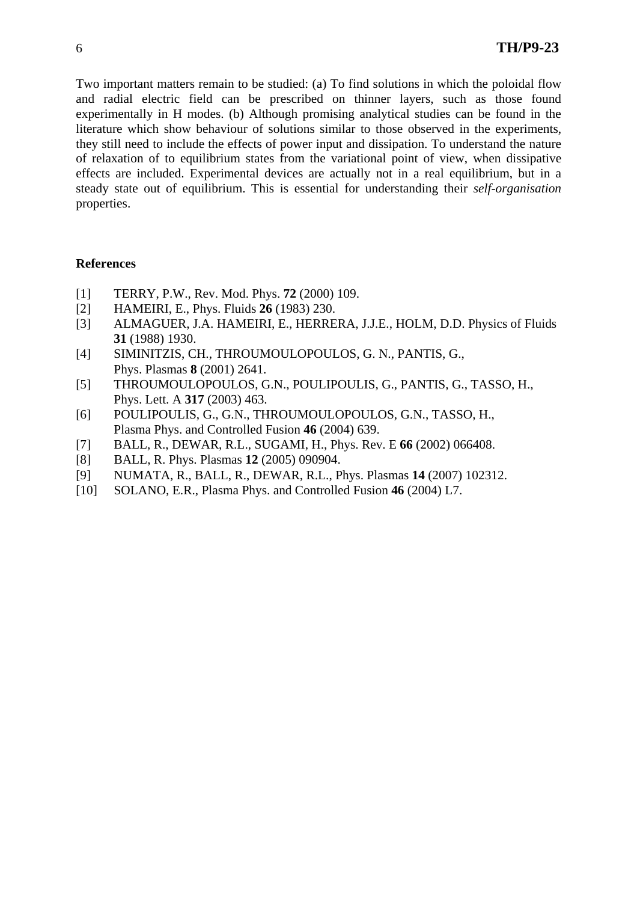Two important matters remain to be studied: (a) To find solutions in which the poloidal flow and radial electric field can be prescribed on thinner layers, such as those found experimentally in H modes. (b) Although promising analytical studies can be found in the literature which show behaviour of solutions similar to those observed in the experiments, they still need to include the effects of power input and dissipation. To understand the nature of relaxation of to equilibrium states from the variational point of view, when dissipative effects are included. Experimental devices are actually not in a real equilibrium, but in a steady state out of equilibrium. This is essential for understanding their *self-organisation* properties.

**References**

[1] TERRY, P.W., Rev. Mod. Phys. **72** (2000) 109.

[2] HAMEIRI, E., Phys. Fluids **26** (1983) 230.

[3] ALMAGUER, J.A. HAMEIRI, E., HERRERA, J.J.E., HOLM, D.D. Physics of Fluids **31** (1988) 1930.

[4] SIMINITZIS, CH., THROUMOULOPOULOS, G. N., PANTIS, G., Phys. Plasmas **8** (2001) 2641.

[5] THROUMOULOPOULOS, G.N., POULIPOULIS, G., PANTIS, G., TASSO, H., Phys. Lett. A **317** (2003) 463.

[6] POULIPOULIS, G., G.N., THROUMOULOPOULOS, G.N., TASSO, H., Plasma Phys. and Controlled Fusion **46** (2004) 639.

[7] BALL, R., DEWAR, R.L., SUGAMI, H., Phys. Rev. E **66** (2002) 066408.

[8] BALL, R. Phys. Plasmas **12** (2005) 090904.

[9] NUMATA, R., BALL, R., DEWAR, R.L., Phys. Plasmas **14** (2007) 102312.

[10] SOLANO, E.R., Plasma Phys. and Controlled Fusion **46** (2004) L7.